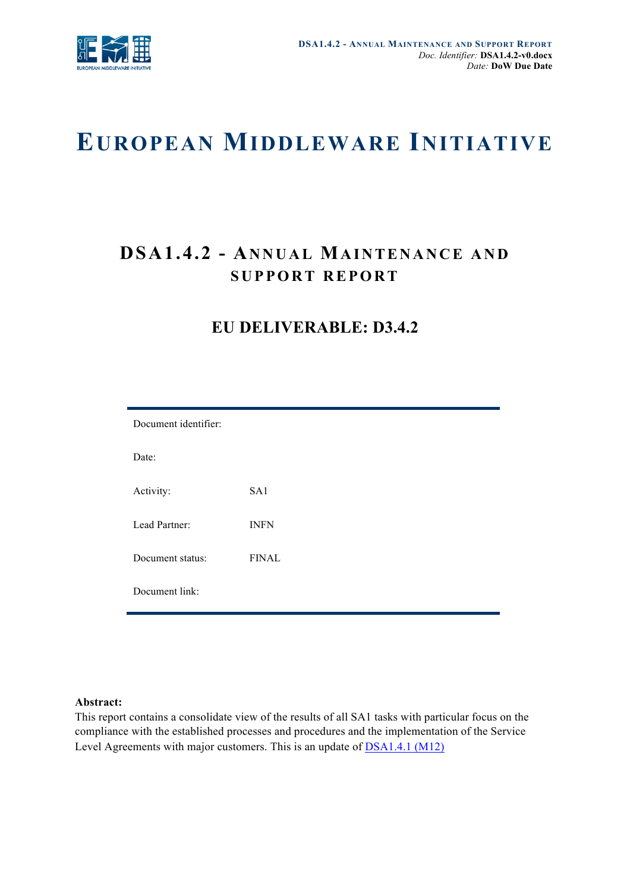# EUROPEAN MIDDLEWARE INITIATIVE

## DSA1.4.2 - ANNUAL MAINTENANCE AND SUPPORT REPORT

### EU DELIVERABLE: D3.4.2

| | |
|---|---|
| Document identifier: | |
| Date: | |
| Activity: | SA1 |
| Lead Partner: | INFN |
| Document status: | FINAL |
| Document link: | |

**Abstract:**
This report contains a consolidate view of the results of all SA1 tasks with particular focus on the compliance with the established processes and procedures and the implementation of the Service Level Agreements with major customers. This is an update of [DSA1.4.1 (M12)](DSA1.4.1 (M12))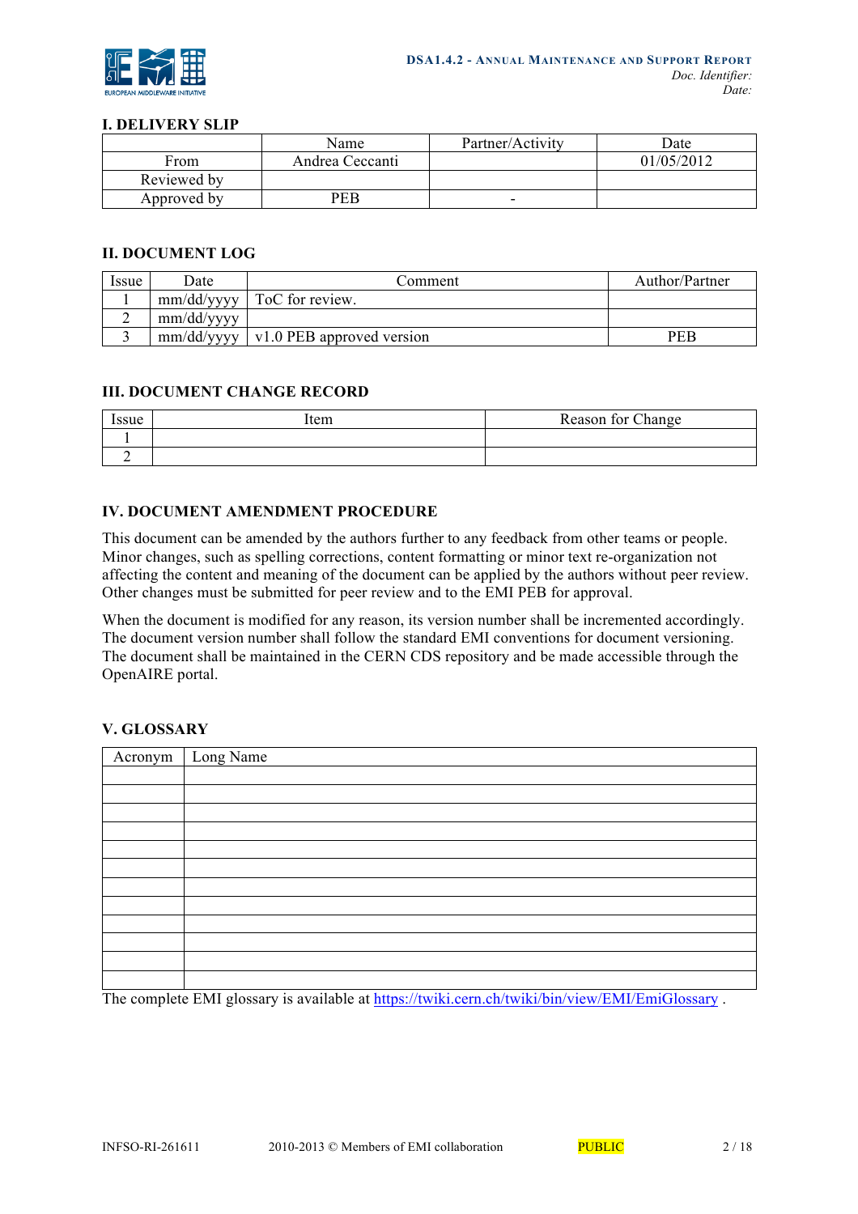## I. DELIVERY SLIP

| | Name | Partner/Activity | Date |
|---|---|---|---|
| From | Andrea Ceccanti | | 01/05/2012 |
| Reviewed by | | | |
| Approved by | PEB | - | |

## II. DOCUMENT LOG

| Issue | Date | Comment | Author/Partner |
|---|---|---|---|
| 1 | mm/dd/yyyy | ToC for review. | |
| 2 | mm/dd/yyyy | | |
| 3 | mm/dd/yyyy | v1.0 PEB approved version | PEB |

## III. DOCUMENT CHANGE RECORD

| Issue | Item | Reason for Change |
|---|---|---|
| 1 | | |
| 2 | | |

## IV. DOCUMENT AMENDMENT PROCEDURE

This document can be amended by the authors further to any feedback from other teams or people. Minor changes, such as spelling corrections, content formatting or minor text re-organization not affecting the content and meaning of the document can be applied by the authors without peer review. Other changes must be submitted for peer review and to the EMI PEB for approval.

When the document is modified for any reason, its version number shall be incremented accordingly. The document version number shall follow the standard EMI conventions for document versioning. The document shall be maintained in the CERN CDS repository and be made accessible through the OpenAIRE portal.

## V. GLOSSARY

| Acronym | Long Name |
|---|---|
| | |
| | |
| | |
| | |
| | |
| | |
| | |
| | |
| | |
| | |
| | |
| | |

The complete EMI glossary is available at https://twiki.cern.ch/twiki/bin/view/EMI/EmiGlossary .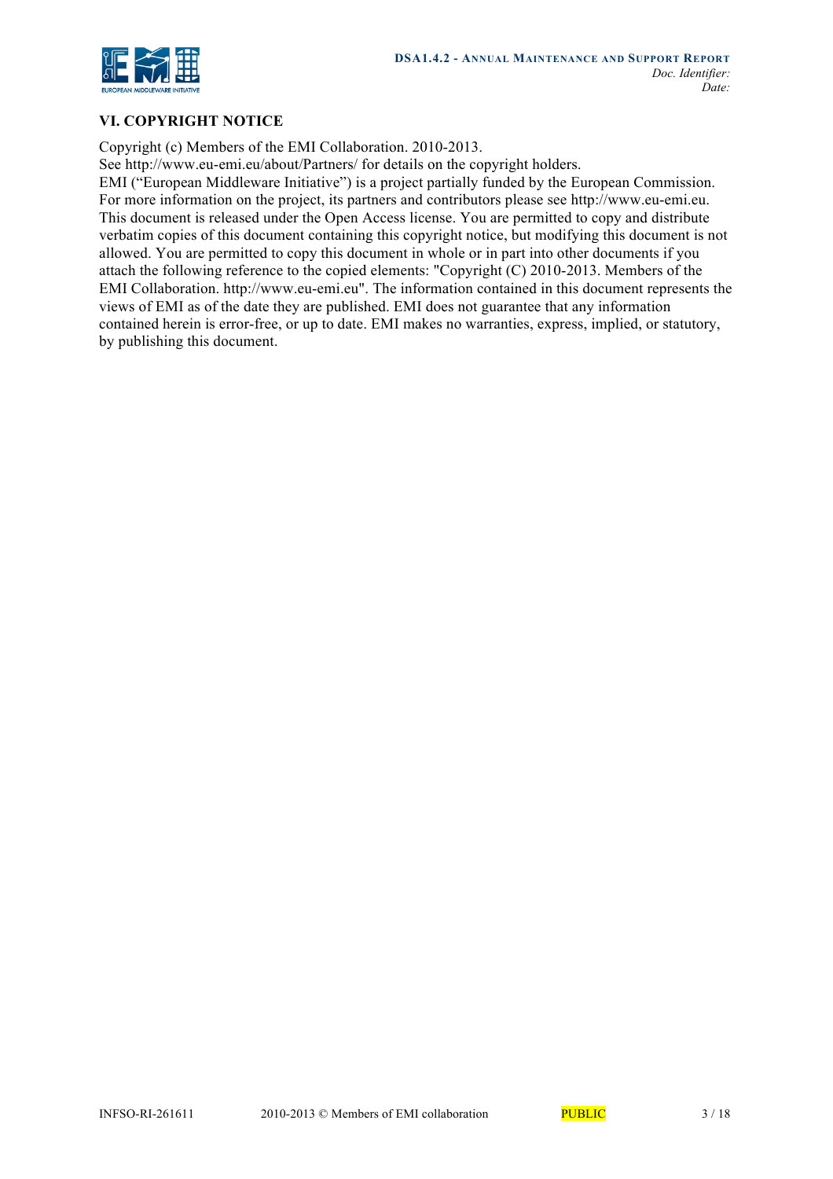## VI. COPYRIGHT NOTICE

Copyright (c) Members of the EMI Collaboration. 2010-2013.
See http://www.eu-emi.eu/about/Partners/ for details on the copyright holders.
EMI ("European Middleware Initiative") is a project partially funded by the European Commission. For more information on the project, its partners and contributors please see http://www.eu-emi.eu. This document is released under the Open Access license. You are permitted to copy and distribute verbatim copies of this document containing this copyright notice, but modifying this document is not allowed. You are permitted to copy this document in whole or in part into other documents if you attach the following reference to the copied elements: "Copyright (C) 2010-2013. Members of the EMI Collaboration. http://www.eu-emi.eu". The information contained in this document represents the views of EMI as of the date they are published. EMI does not guarantee that any information contained herein is error-free, or up to date. EMI makes no warranties, express, implied, or statutory, by publishing this document.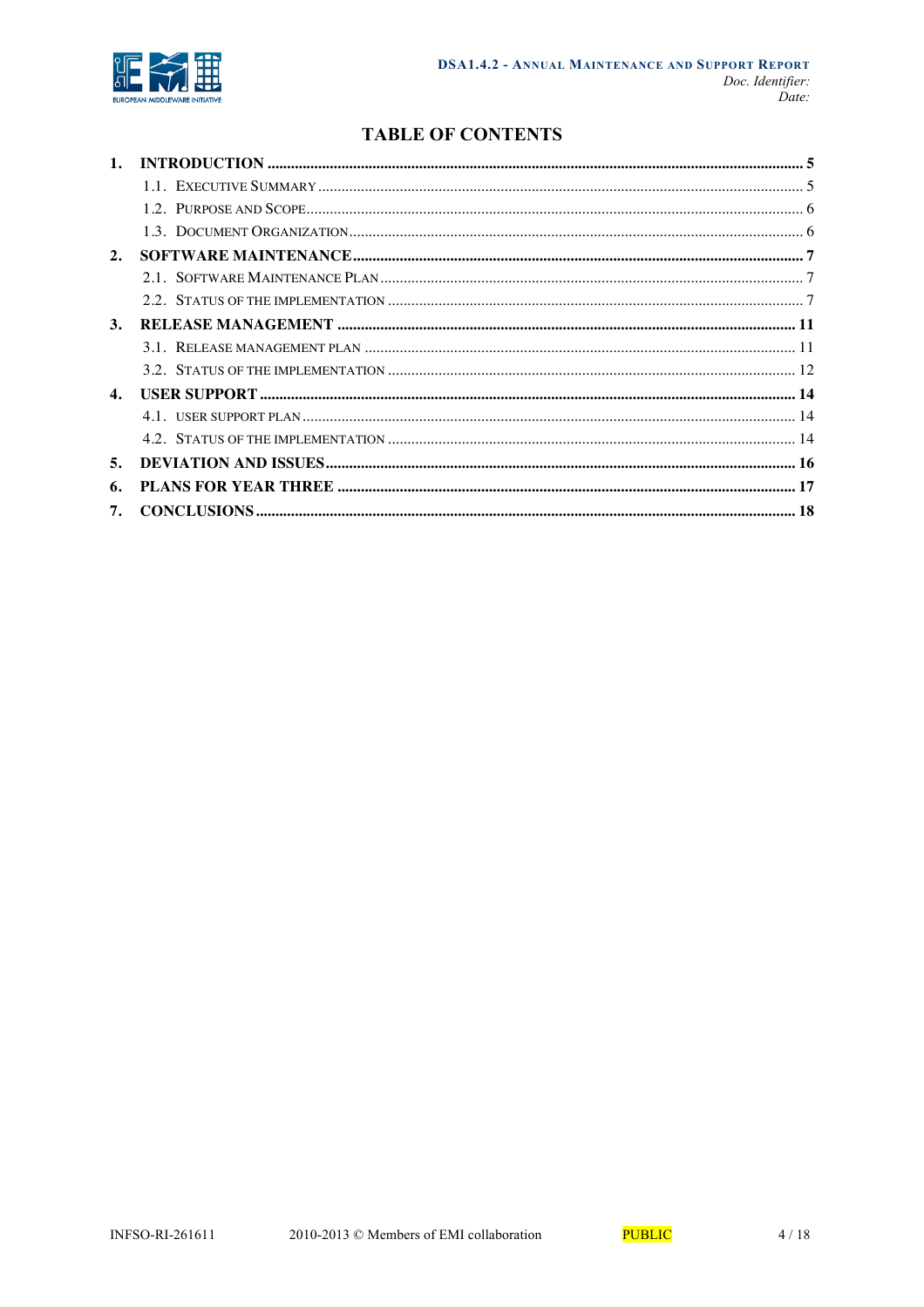# TABLE OF CONTENTS

1. **INTRODUCTION** ........................................................ 5
   - 1.1. Executive Summary ........................................................ 5
   - 1.2. Purpose and Scope ........................................................ 6
   - 1.3. Document Organization ........................................................ 6
2. **SOFTWARE MAINTENANCE** ........................................................ 7
   - 2.1. Software Maintenance Plan ........................................................ 7
   - 2.2. Status of the implementation ........................................................ 7
3. **RELEASE MANAGEMENT** ........................................................ 11
   - 3.1. Release management plan ........................................................ 11
   - 3.2. Status of the implementation ........................................................ 12
4. **USER SUPPORT** ........................................................ 14
   - 4.1. user support plan ........................................................ 14
   - 4.2. Status of the implementation ........................................................ 14
5. **DEVIATION AND ISSUES** ........................................................ 16
6. **PLANS FOR YEAR THREE** ........................................................ 17
7. **CONCLUSIONS** ........................................................ 18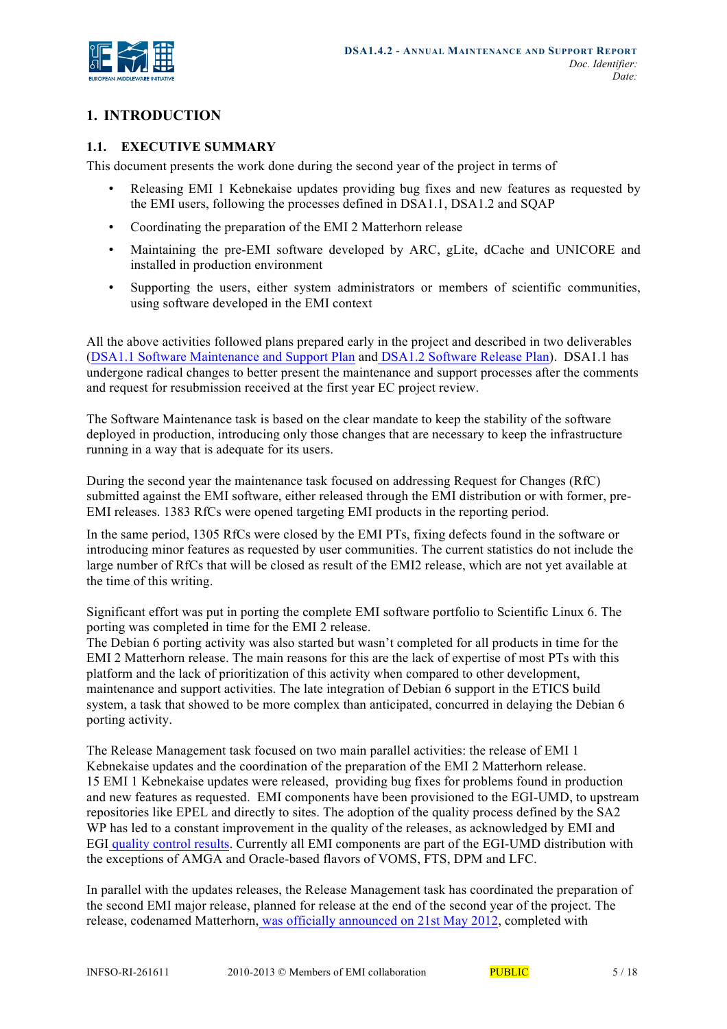# 1. INTRODUCTION

## 1.1. EXECUTIVE SUMMARY

This document presents the work done during the second year of the project in terms of

- Releasing EMI 1 Kebnekaise updates providing bug fixes and new features as requested by the EMI users, following the processes defined in DSA1.1, DSA1.2 and SQAP
- Coordinating the preparation of the EMI 2 Matterhorn release
- Maintaining the pre-EMI software developed by ARC, gLite, dCache and UNICORE and installed in production environment
- Supporting the users, either system administrators or members of scientific communities, using software developed in the EMI context

All the above activities followed plans prepared early in the project and described in two deliverables (DSA1.1 Software Maintenance and Support Plan and DSA1.2 Software Release Plan). DSA1.1 has undergone radical changes to better present the maintenance and support processes after the comments and request for resubmission received at the first year EC project review.

The Software Maintenance task is based on the clear mandate to keep the stability of the software deployed in production, introducing only those changes that are necessary to keep the infrastructure running in a way that is adequate for its users.

During the second year the maintenance task focused on addressing Request for Changes (RfC) submitted against the EMI software, either released through the EMI distribution or with former, pre-EMI releases. 1383 RfCs were opened targeting EMI products in the reporting period.

In the same period, 1305 RfCs were closed by the EMI PTs, fixing defects found in the software or introducing minor features as requested by user communities. The current statistics do not include the large number of RfCs that will be closed as result of the EMI2 release, which are not yet available at the time of this writing.

Significant effort was put in porting the complete EMI software portfolio to Scientific Linux 6. The porting was completed in time for the EMI 2 release.
The Debian 6 porting activity was also started but wasn't completed for all products in time for the EMI 2 Matterhorn release. The main reasons for this are the lack of expertise of most PTs with this platform and the lack of prioritization of this activity when compared to other development, maintenance and support activities. The late integration of Debian 6 support in the ETICS build system, a task that showed to be more complex than anticipated, concurred in delaying the Debian 6 porting activity.

The Release Management task focused on two main parallel activities: the release of EMI 1 Kebnekaise updates and the coordination of the preparation of the EMI 2 Matterhorn release.
15 EMI 1 Kebnekaise updates were released, providing bug fixes for problems found in production and new features as requested. EMI components have been provisioned to the EGI-UMD, to upstream repositories like EPEL and directly to sites. The adoption of the quality process defined by the SA2 WP has led to a constant improvement in the quality of the releases, as acknowledged by EMI and EGI quality control results. Currently all EMI components are part of the EGI-UMD distribution with the exceptions of AMGA and Oracle-based flavors of VOMS, FTS, DPM and LFC.

In parallel with the updates releases, the Release Management task has coordinated the preparation of the second EMI major release, planned for release at the end of the second year of the project. The release, codenamed Matterhorn, was officially announced on 21st May 2012, completed with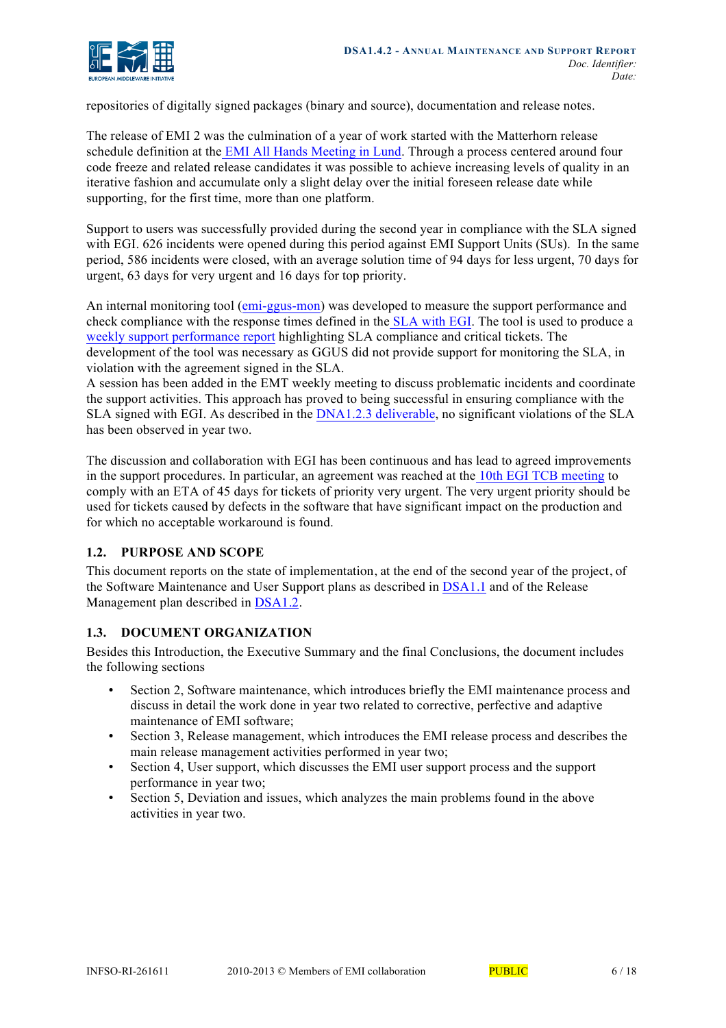repositories of digitally signed packages (binary and source), documentation and release notes.

The release of EMI 2 was the culmination of a year of work started with the Matterhorn release schedule definition at the EMI All Hands Meeting in Lund. Through a process centered around four code freeze and related release candidates it was possible to achieve increasing levels of quality in an iterative fashion and accumulate only a slight delay over the initial foreseen release date while supporting, for the first time, more than one platform.

Support to users was successfully provided during the second year in compliance with the SLA signed with EGI. 626 incidents were opened during this period against EMI Support Units (SUs). In the same period, 586 incidents were closed, with an average solution time of 94 days for less urgent, 70 days for urgent, 63 days for very urgent and 16 days for top priority.

An internal monitoring tool (emi-ggus-mon) was developed to measure the support performance and check compliance with the response times defined in the SLA with EGI. The tool is used to produce a weekly support performance report highlighting SLA compliance and critical tickets. The development of the tool was necessary as GGUS did not provide support for monitoring the SLA, in violation with the agreement signed in the SLA.
A session has been added in the EMT weekly meeting to discuss problematic incidents and coordinate the support activities. This approach has proved to being successful in ensuring compliance with the SLA signed with EGI. As described in the DNA1.2.3 deliverable, no significant violations of the SLA has been observed in year two.

The discussion and collaboration with EGI has been continuous and has lead to agreed improvements in the support procedures. In particular, an agreement was reached at the 10th EGI TCB meeting to comply with an ETA of 45 days for tickets of priority very urgent. The very urgent priority should be used for tickets caused by defects in the software that have significant impact on the production and for which no acceptable workaround is found.

### 1.2. PURPOSE AND SCOPE

This document reports on the state of implementation, at the end of the second year of the project, of the Software Maintenance and User Support plans as described in DSA1.1 and of the Release Management plan described in DSA1.2.

### 1.3. DOCUMENT ORGANIZATION

Besides this Introduction, the Executive Summary and the final Conclusions, the document includes the following sections

- Section 2, Software maintenance, which introduces briefly the EMI maintenance process and discuss in detail the work done in year two related to corrective, perfective and adaptive maintenance of EMI software;
- Section 3, Release management, which introduces the EMI release process and describes the main release management activities performed in year two;
- Section 4, User support, which discusses the EMI user support process and the support performance in year two;
- Section 5, Deviation and issues, which analyzes the main problems found in the above activities in year two.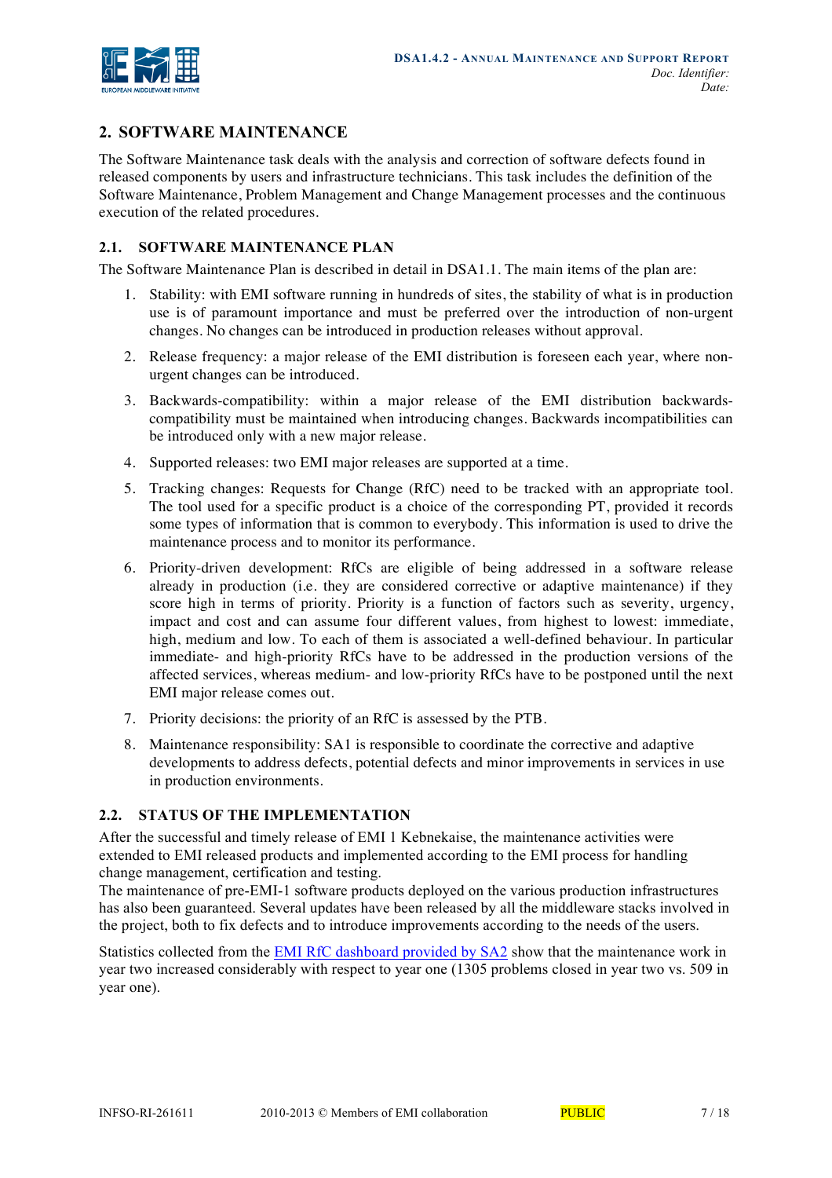## 2. SOFTWARE MAINTENANCE

The Software Maintenance task deals with the analysis and correction of software defects found in released components by users and infrastructure technicians. This task includes the definition of the Software Maintenance, Problem Management and Change Management processes and the continuous execution of the related procedures.

### 2.1. SOFTWARE MAINTENANCE PLAN

The Software Maintenance Plan is described in detail in DSA1.1. The main items of the plan are:

1. Stability: with EMI software running in hundreds of sites, the stability of what is in production use is of paramount importance and must be preferred over the introduction of non-urgent changes. No changes can be introduced in production releases without approval.
2. Release frequency: a major release of the EMI distribution is foreseen each year, where non-urgent changes can be introduced.
3. Backwards-compatibility: within a major release of the EMI distribution backwards-compatibility must be maintained when introducing changes. Backwards incompatibilities can be introduced only with a new major release.
4. Supported releases: two EMI major releases are supported at a time.
5. Tracking changes: Requests for Change (RfC) need to be tracked with an appropriate tool. The tool used for a specific product is a choice of the corresponding PT, provided it records some types of information that is common to everybody. This information is used to drive the maintenance process and to monitor its performance.
6. Priority-driven development: RfCs are eligible of being addressed in a software release already in production (i.e. they are considered corrective or adaptive maintenance) if they score high in terms of priority. Priority is a function of factors such as severity, urgency, impact and cost and can assume four different values, from highest to lowest: immediate, high, medium and low. To each of them is associated a well-defined behaviour. In particular immediate- and high-priority RfCs have to be addressed in the production versions of the affected services, whereas medium- and low-priority RfCs have to be postponed until the next EMI major release comes out.
7. Priority decisions: the priority of an RfC is assessed by the PTB.
8. Maintenance responsibility: SA1 is responsible to coordinate the corrective and adaptive developments to address defects, potential defects and minor improvements in services in use in production environments.

### 2.2. STATUS OF THE IMPLEMENTATION

After the successful and timely release of EMI 1 Kebnekaise, the maintenance activities were extended to EMI released products and implemented according to the EMI process for handling change management, certification and testing.
The maintenance of pre-EMI-1 software products deployed on the various production infrastructures has also been guaranteed. Several updates have been released by all the middleware stacks involved in the project, both to fix defects and to introduce improvements according to the needs of the users.

Statistics collected from the EMI RfC dashboard provided by SA2 show that the maintenance work in year two increased considerably with respect to year one (1305 problems closed in year two vs. 509 in year one).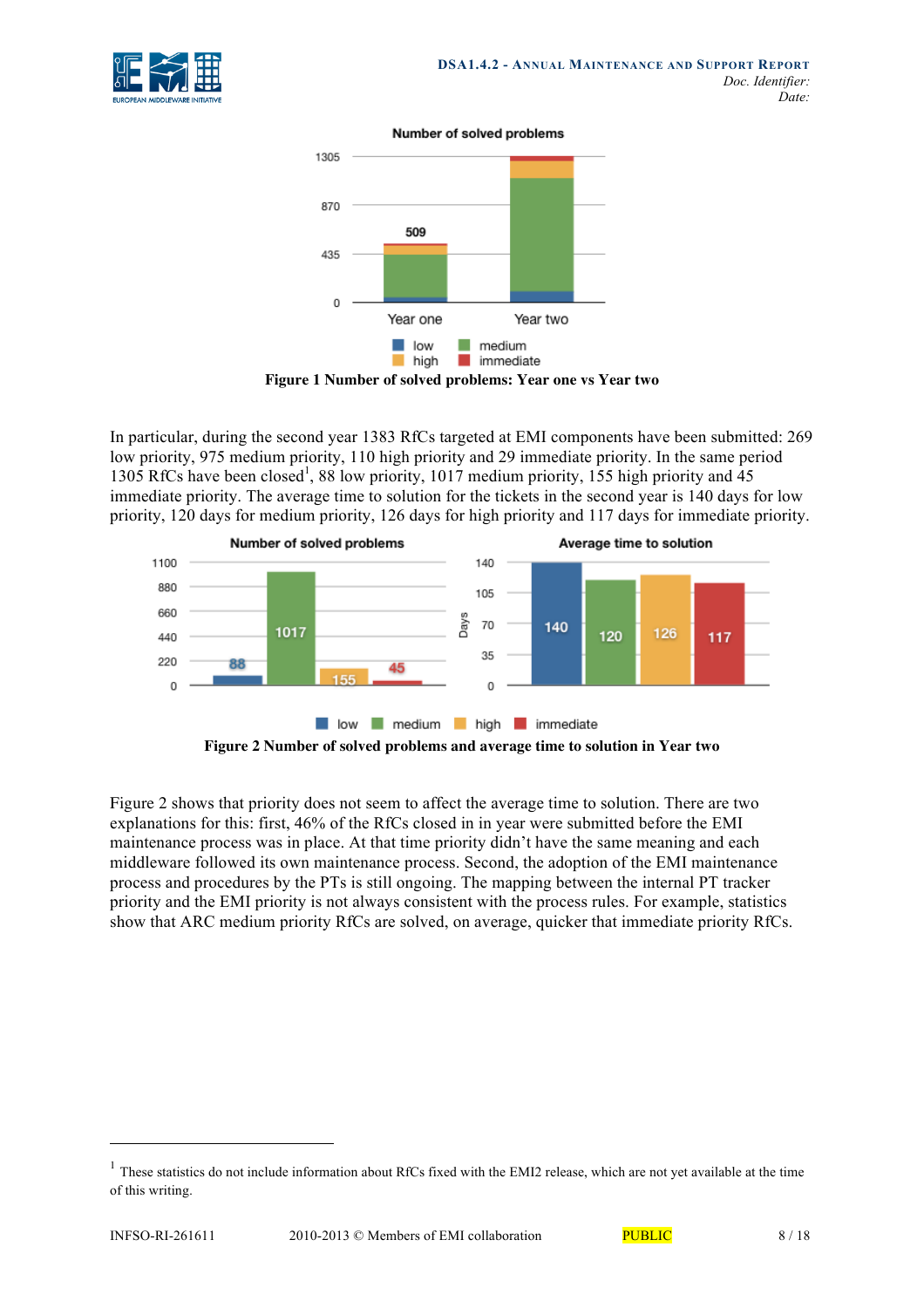Figure 1 Number of solved problems: Year one vs Year two

In particular, during the second year 1383 RfCs targeted at EMI components have been submitted: 269 low priority, 975 medium priority, 110 high priority and 29 immediate priority. In the same period 1305 RfCs have been closed[1], 88 low priority, 1017 medium priority, 155 high priority and 45 immediate priority. The average time to solution for the tickets in the second year is 140 days for low priority, 120 days for medium priority, 126 days for high priority and 117 days for immediate priority.

Figure 2 Number of solved problems and average time to solution in Year two

Figure 2 shows that priority does not seem to affect the average time to solution. There are two explanations for this: first, 46% of the RfCs closed in in year were submitted before the EMI maintenance process was in place. At that time priority didn't have the same meaning and each middleware followed its own maintenance process. Second, the adoption of the EMI maintenance process and procedures by the PTs is still ongoing. The mapping between the internal PT tracker priority and the EMI priority is not always consistent with the process rules. For example, statistics show that ARC medium priority RfCs are solved, on average, quicker that immediate priority RfCs.

[1] These statistics do not include information about RfCs fixed with the EMI2 release, which are not yet available at the time of this writing.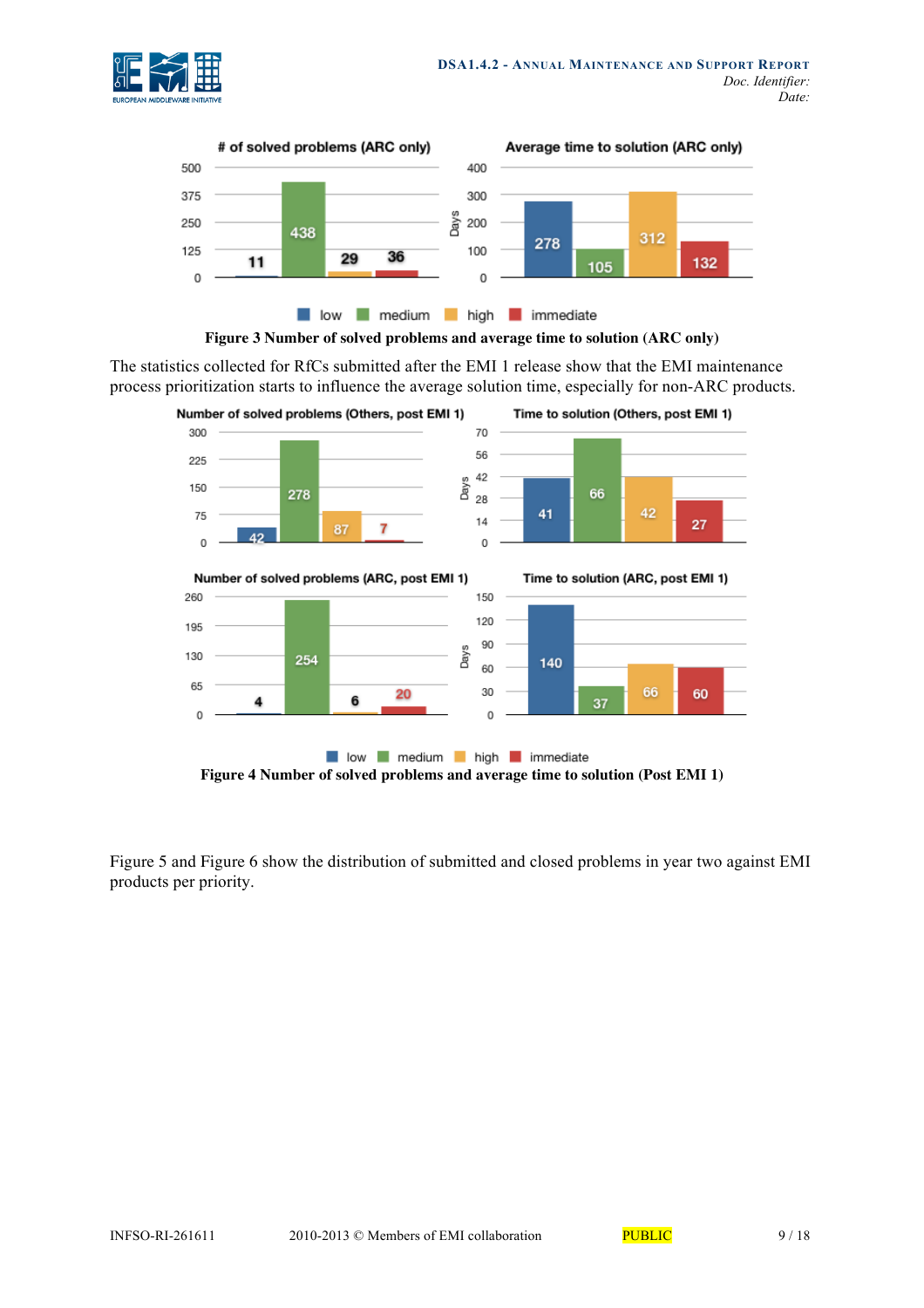Figure 3 Number of solved problems and average time to solution (ARC only)

The statistics collected for RfCs submitted after the EMI 1 release show that the EMI maintenance process prioritization starts to influence the average solution time, especially for non-ARC products.

Figure 4 Number of solved problems and average time to solution (Post EMI 1)

Figure 5 and Figure 6 show the distribution of submitted and closed problems in year two against EMI products per priority.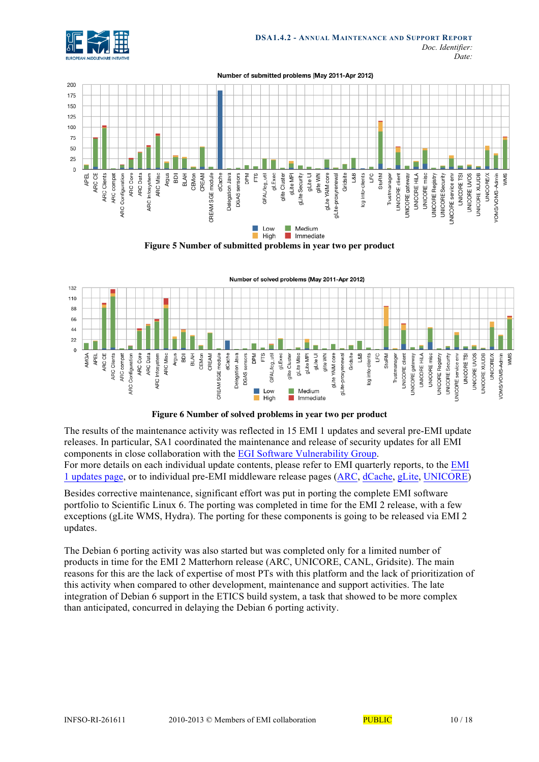Figure 5 Number of submitted problems in year two per product

Figure 6 Number of solved problems in year two per product

The results of the maintenance activity was reflected in 15 EMI 1 updates and several pre-EMI update releases. In particular, SA1 coordinated the maintenance and release of security updates for all EMI components in close collaboration with the EGI Software Vulnerability Group.
For more details on each individual update contents, please refer to EMI quarterly reports, to the EMI 1 updates page, or to individual pre-EMI middleware release pages (ARC, dCache, gLite, UNICORE)

Besides corrective maintenance, significant effort was put in porting the complete EMI software portfolio to Scientific Linux 6. The porting was completed in time for the EMI 2 release, with a few exceptions (gLite WMS, Hydra). The porting for these components is going to be released via EMI 2 updates.

The Debian 6 porting activity was also started but was completed only for a limited number of products in time for the EMI 2 Matterhorn release (ARC, UNICORE, CANL, Gridsite). The main reasons for this are the lack of expertise of most PTs with this platform and the lack of prioritization of this activity when compared to other development, maintenance and support activities. The late integration of Debian 6 support in the ETICS build system, a task that showed to be more complex than anticipated, concurred in delaying the Debian 6 porting activity.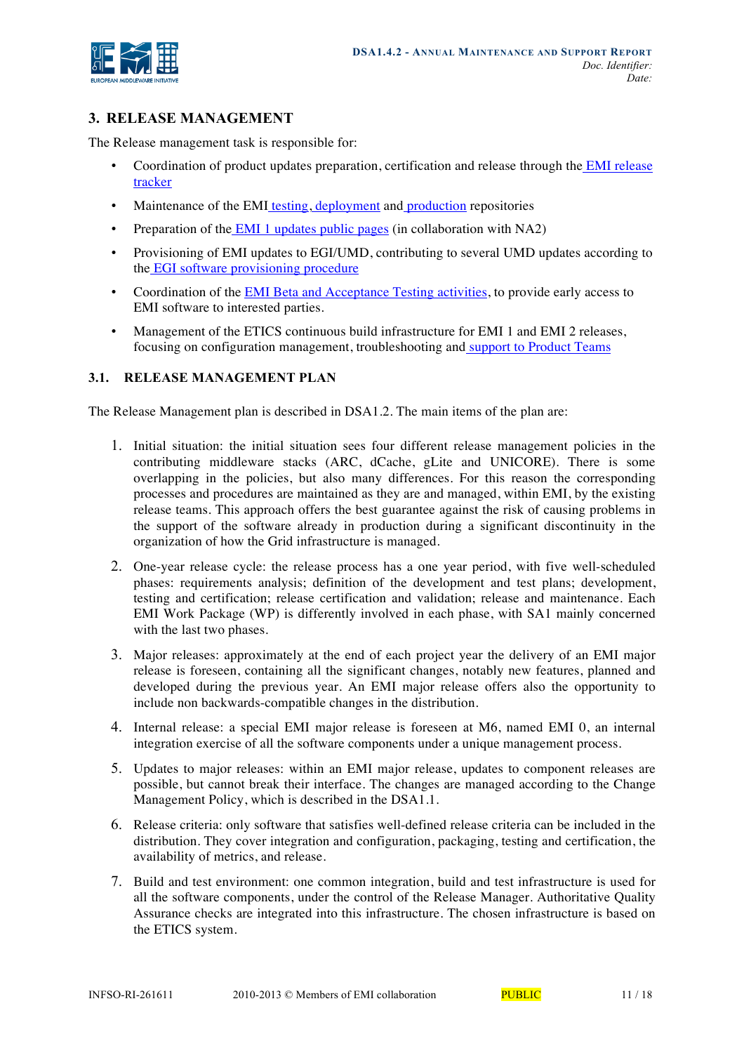# 3. RELEASE MANAGEMENT

The Release management task is responsible for:

- Coordination of product updates preparation, certification and release through the EMI release tracker
- Maintenance of the EMI testing, deployment and production repositories
- Preparation of the EMI 1 updates public pages (in collaboration with NA2)
- Provisioning of EMI updates to EGI/UMD, contributing to several UMD updates according to the EGI software provisioning procedure
- Coordination of the EMI Beta and Acceptance Testing activities, to provide early access to EMI software to interested parties.
- Management of the ETICS continuous build infrastructure for EMI 1 and EMI 2 releases, focusing on configuration management, troubleshooting and support to Product Teams

## 3.1. RELEASE MANAGEMENT PLAN

The Release Management plan is described in DSA1.2. The main items of the plan are:

1. Initial situation: the initial situation sees four different release management policies in the contributing middleware stacks (ARC, dCache, gLite and UNICORE). There is some overlapping in the policies, but also many differences. For this reason the corresponding processes and procedures are maintained as they are and managed, within EMI, by the existing release teams. This approach offers the best guarantee against the risk of causing problems in the support of the software already in production during a significant discontinuity in the organization of how the Grid infrastructure is managed.
2. One-year release cycle: the release process has a one year period, with five well-scheduled phases: requirements analysis; definition of the development and test plans; development, testing and certification; release certification and validation; release and maintenance. Each EMI Work Package (WP) is differently involved in each phase, with SA1 mainly concerned with the last two phases.
3. Major releases: approximately at the end of each project year the delivery of an EMI major release is foreseen, containing all the significant changes, notably new features, planned and developed during the previous year. An EMI major release offers also the opportunity to include non backwards-compatible changes in the distribution.
4. Internal release: a special EMI major release is foreseen at M6, named EMI 0, an internal integration exercise of all the software components under a unique management process.
5. Updates to major releases: within an EMI major release, updates to component releases are possible, but cannot break their interface. The changes are managed according to the Change Management Policy, which is described in the DSA1.1.
6. Release criteria: only software that satisfies well-defined release criteria can be included in the distribution. They cover integration and configuration, packaging, testing and certification, the availability of metrics, and release.
7. Build and test environment: one common integration, build and test infrastructure is used for all the software components, under the control of the Release Manager. Authoritative Quality Assurance checks are integrated into this infrastructure. The chosen infrastructure is based on the ETICS system.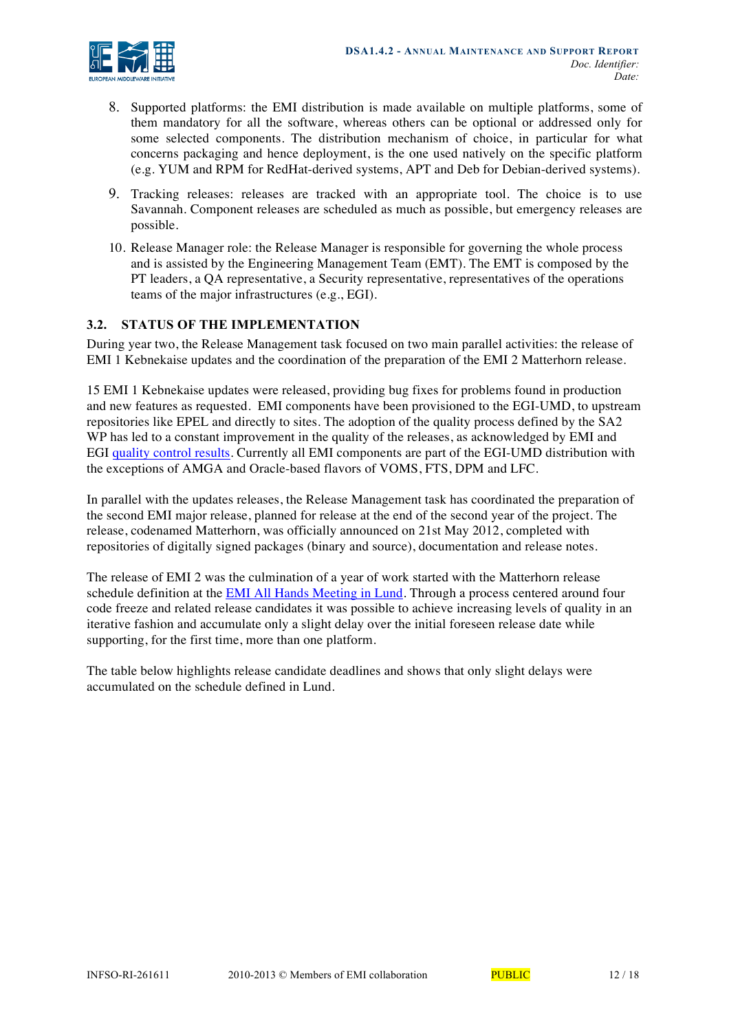8. Supported platforms: the EMI distribution is made available on multiple platforms, some of them mandatory for all the software, whereas others can be optional or addressed only for some selected components. The distribution mechanism of choice, in particular for what concerns packaging and hence deployment, is the one used natively on the specific platform (e.g. YUM and RPM for RedHat-derived systems, APT and Deb for Debian-derived systems).

9. Tracking releases: releases are tracked with an appropriate tool. The choice is to use Savannah. Component releases are scheduled as much as possible, but emergency releases are possible.

10. Release Manager role: the Release Manager is responsible for governing the whole process and is assisted by the Engineering Management Team (EMT). The EMT is composed by the PT leaders, a QA representative, a Security representative, representatives of the operations teams of the major infrastructures (e.g., EGI).

## 3.2. STATUS OF THE IMPLEMENTATION

During year two, the Release Management task focused on two main parallel activities: the release of EMI 1 Kebnekaise updates and the coordination of the preparation of the EMI 2 Matterhorn release.

15 EMI 1 Kebnekaise updates were released, providing bug fixes for problems found in production and new features as requested. EMI components have been provisioned to the EGI-UMD, to upstream repositories like EPEL and directly to sites. The adoption of the quality process defined by the SA2 WP has led to a constant improvement in the quality of the releases, as acknowledged by EMI and EGI quality control results. Currently all EMI components are part of the EGI-UMD distribution with the exceptions of AMGA and Oracle-based flavors of VOMS, FTS, DPM and LFC.

In parallel with the updates releases, the Release Management task has coordinated the preparation of the second EMI major release, planned for release at the end of the second year of the project. The release, codenamed Matterhorn, was officially announced on 21st May 2012, completed with repositories of digitally signed packages (binary and source), documentation and release notes.

The release of EMI 2 was the culmination of a year of work started with the Matterhorn release schedule definition at the EMI All Hands Meeting in Lund. Through a process centered around four code freeze and related release candidates it was possible to achieve increasing levels of quality in an iterative fashion and accumulate only a slight delay over the initial foreseen release date while supporting, for the first time, more than one platform.

The table below highlights release candidate deadlines and shows that only slight delays were accumulated on the schedule defined in Lund.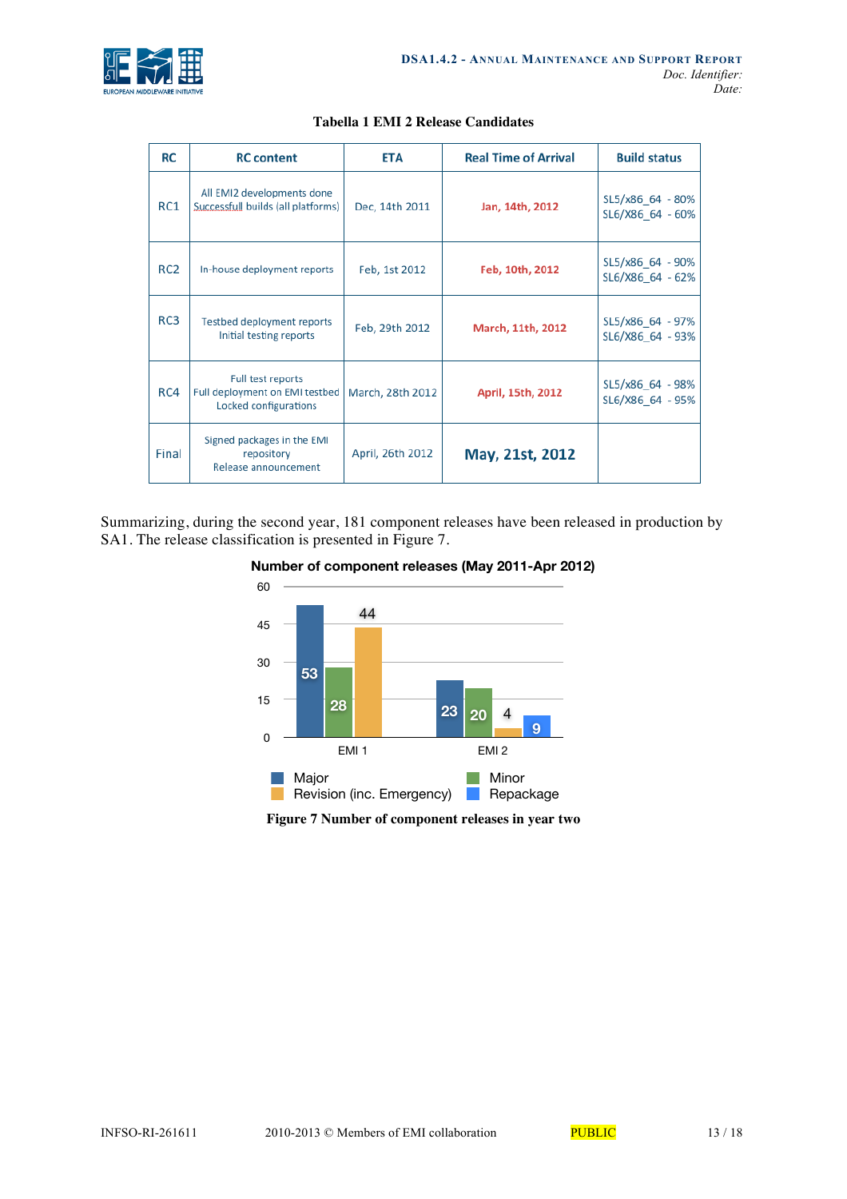**Tabella 1 EMI 2 Release Candidates**

| RC | RC content | ETA | Real Time of Arrival | Build status |
|---|---|---|---|---|
| RC1 | All EMI2 developments done<br>Successfull builds (all platforms) | Dec, 14th 2011 | Jan, 14th, 2012 | SL5/x86_64 - 80%<br>SL6/X86_64 - 60% |
| RC2 | In-house deployment reports | Feb, 1st 2012 | Feb, 10th, 2012 | SL5/x86_64 - 90%<br>SL6/X86_64 - 62% |
| RC3 | Testbed deployment reports<br>Initial testing reports | Feb, 29th 2012 | March, 11th, 2012 | SL5/x86_64 - 97%<br>SL6/X86_64 - 93% |
| RC4 | Full test reports<br>Full deployment on EMI testbed<br>Locked configurations | March, 28th 2012 | April, 15th, 2012 | SL5/x86_64 - 98%<br>SL6/X86_64 - 95% |
| Final | Signed packages in the EMI repository<br>Release announcement | April, 26th 2012 | May, 21st, 2012 | |

Summarizing, during the second year, 181 component releases have been released in production by SA1. The release classification is presented in Figure 7.

**Number of component releases (May 2011-Apr 2012)**

| | Major | Minor | Revision (inc. Emergency) | Repackage |
|---|---|---|---|---|
| EMI 1 | 53 | 28 | 44 | |
| EMI 2 | 23 | 20 | 4 | 9 |

**Figure 7 Number of component releases in year two**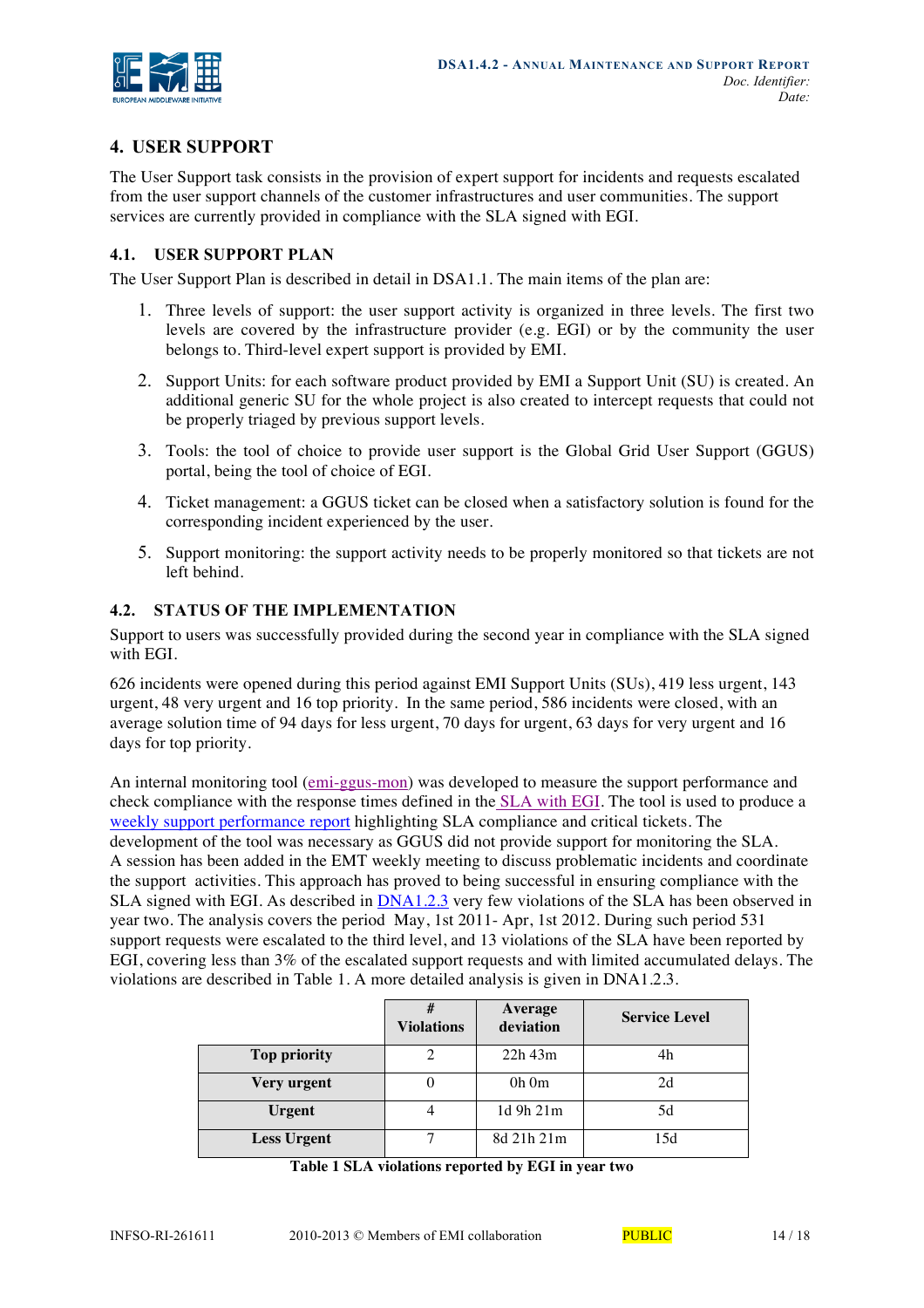# 4. USER SUPPORT

The User Support task consists in the provision of expert support for incidents and requests escalated from the user support channels of the customer infrastructures and user communities. The support services are currently provided in compliance with the SLA signed with EGI.

## 4.1. USER SUPPORT PLAN

The User Support Plan is described in detail in DSA1.1. The main items of the plan are:

1. Three levels of support: the user support activity is organized in three levels. The first two levels are covered by the infrastructure provider (e.g. EGI) or by the community the user belongs to. Third-level expert support is provided by EMI.
2. Support Units: for each software product provided by EMI a Support Unit (SU) is created. An additional generic SU for the whole project is also created to intercept requests that could not be properly triaged by previous support levels.
3. Tools: the tool of choice to provide user support is the Global Grid User Support (GGUS) portal, being the tool of choice of EGI.
4. Ticket management: a GGUS ticket can be closed when a satisfactory solution is found for the corresponding incident experienced by the user.
5. Support monitoring: the support activity needs to be properly monitored so that tickets are not left behind.

## 4.2. STATUS OF THE IMPLEMENTATION

Support to users was successfully provided during the second year in compliance with the SLA signed with EGI.

626 incidents were opened during this period against EMI Support Units (SUs), 419 less urgent, 143 urgent, 48 very urgent and 16 top priority. In the same period, 586 incidents were closed, with an average solution time of 94 days for less urgent, 70 days for urgent, 63 days for very urgent and 16 days for top priority.

An internal monitoring tool (emi-ggus-mon) was developed to measure the support performance and check compliance with the response times defined in the SLA with EGI. The tool is used to produce a weekly support performance report highlighting SLA compliance and critical tickets. The development of the tool was necessary as GGUS did not provide support for monitoring the SLA. A session has been added in the EMT weekly meeting to discuss problematic incidents and coordinate the support activities. This approach has proved to being successful in ensuring compliance with the SLA signed with EGI. As described in DNA1.2.3 very few violations of the SLA has been observed in year two. The analysis covers the period May, 1st 2011- Apr, 1st 2012. During such period 531 support requests were escalated to the third level, and 13 violations of the SLA have been reported by EGI, covering less than 3% of the escalated support requests and with limited accumulated delays. The violations are described in Table 1. A more detailed analysis is given in DNA1.2.3.

| | # Violations | Average deviation | Service Level |
|---|---|---|---|
| **Top priority** | 2 | 22h 43m | 4h |
| **Very urgent** | 0 | 0h 0m | 2d |
| **Urgent** | 4 | 1d 9h 21m | 5d |
| **Less Urgent** | 7 | 8d 21h 21m | 15d |

**Table 1 SLA violations reported by EGI in year two**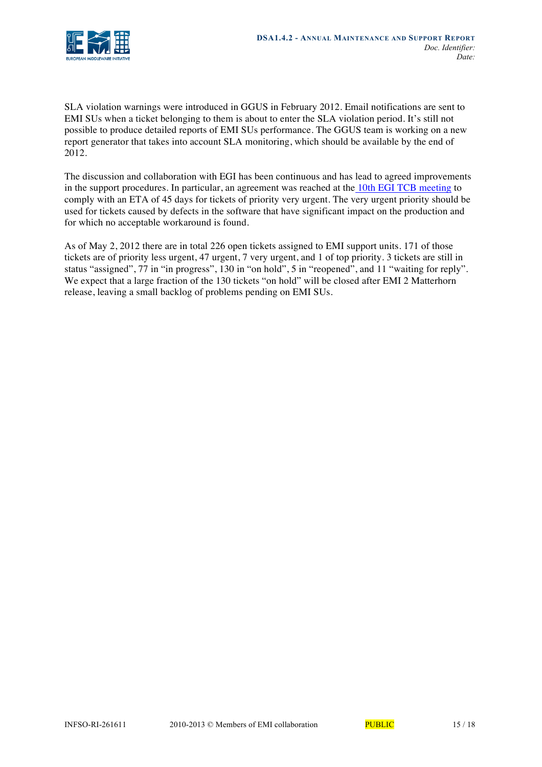SLA violation warnings were introduced in GGUS in February 2012. Email notifications are sent to EMI SUs when a ticket belonging to them is about to enter the SLA violation period. It's still not possible to produce detailed reports of EMI SUs performance. The GGUS team is working on a new report generator that takes into account SLA monitoring, which should be available by the end of 2012.

The discussion and collaboration with EGI has been continuous and has lead to agreed improvements in the support procedures. In particular, an agreement was reached at the 10th EGI TCB meeting to comply with an ETA of 45 days for tickets of priority very urgent. The very urgent priority should be used for tickets caused by defects in the software that have significant impact on the production and for which no acceptable workaround is found.

As of May 2, 2012 there are in total 226 open tickets assigned to EMI support units. 171 of those tickets are of priority less urgent, 47 urgent, 7 very urgent, and 1 of top priority. 3 tickets are still in status "assigned", 77 in "in progress", 130 in "on hold", 5 in "reopened", and 11 "waiting for reply". We expect that a large fraction of the 130 tickets "on hold" will be closed after EMI 2 Matterhorn release, leaving a small backlog of problems pending on EMI SUs.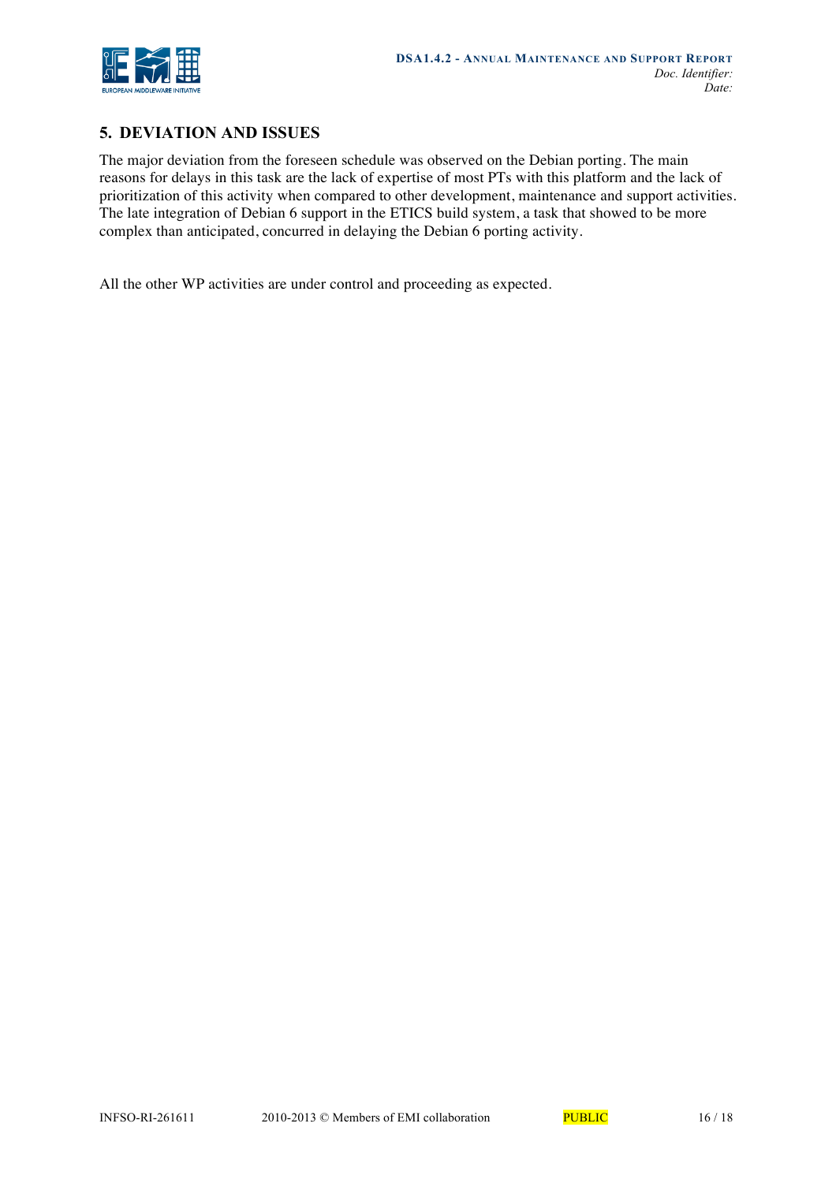## 5. DEVIATION AND ISSUES

The major deviation from the foreseen schedule was observed on the Debian porting. The main reasons for delays in this task are the lack of expertise of most PTs with this platform and the lack of prioritization of this activity when compared to other development, maintenance and support activities. The late integration of Debian 6 support in the ETICS build system, a task that showed to be more complex than anticipated, concurred in delaying the Debian 6 porting activity.

All the other WP activities are under control and proceeding as expected.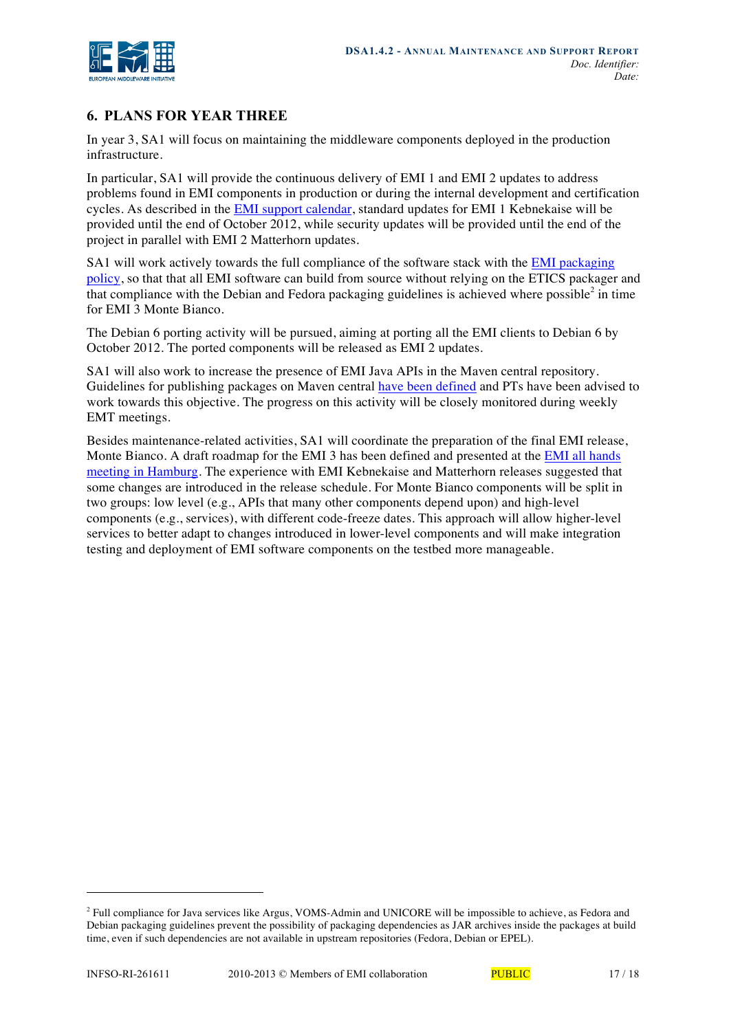# 6. PLANS FOR YEAR THREE

In year 3, SA1 will focus on maintaining the middleware components deployed in the production infrastructure.

In particular, SA1 will provide the continuous delivery of EMI 1 and EMI 2 updates to address problems found in EMI components in production or during the internal development and certification cycles. As described in the EMI support calendar, standard updates for EMI 1 Kebnekaise will be provided until the end of October 2012, while security updates will be provided until the end of the project in parallel with EMI 2 Matterhorn updates.

SA1 will work actively towards the full compliance of the software stack with the EMI packaging policy, so that that all EMI software can build from source without relying on the ETICS packager and that compliance with the Debian and Fedora packaging guidelines is achieved where possible[2] in time for EMI 3 Monte Bianco.

The Debian 6 porting activity will be pursued, aiming at porting all the EMI clients to Debian 6 by October 2012. The ported components will be released as EMI 2 updates.

SA1 will also work to increase the presence of EMI Java APIs in the Maven central repository. Guidelines for publishing packages on Maven central have been defined and PTs have been advised to work towards this objective. The progress on this activity will be closely monitored during weekly EMT meetings.

Besides maintenance-related activities, SA1 will coordinate the preparation of the final EMI release, Monte Bianco. A draft roadmap for the EMI 3 has been defined and presented at the EMI all hands meeting in Hamburg. The experience with EMI Kebnekaise and Matterhorn releases suggested that some changes are introduced in the release schedule. For Monte Bianco components will be split in two groups: low level (e.g., APIs that many other components depend upon) and high-level components (e.g., services), with different code-freeze dates. This approach will allow higher-level services to better adapt to changes introduced in lower-level components and will make integration testing and deployment of EMI software components on the testbed more manageable.

---

[2] Full compliance for Java services like Argus, VOMS-Admin and UNICORE will be impossible to achieve, as Fedora and Debian packaging guidelines prevent the possibility of packaging dependencies as JAR archives inside the packages at build time, even if such dependencies are not available in upstream repositories (Fedora, Debian or EPEL).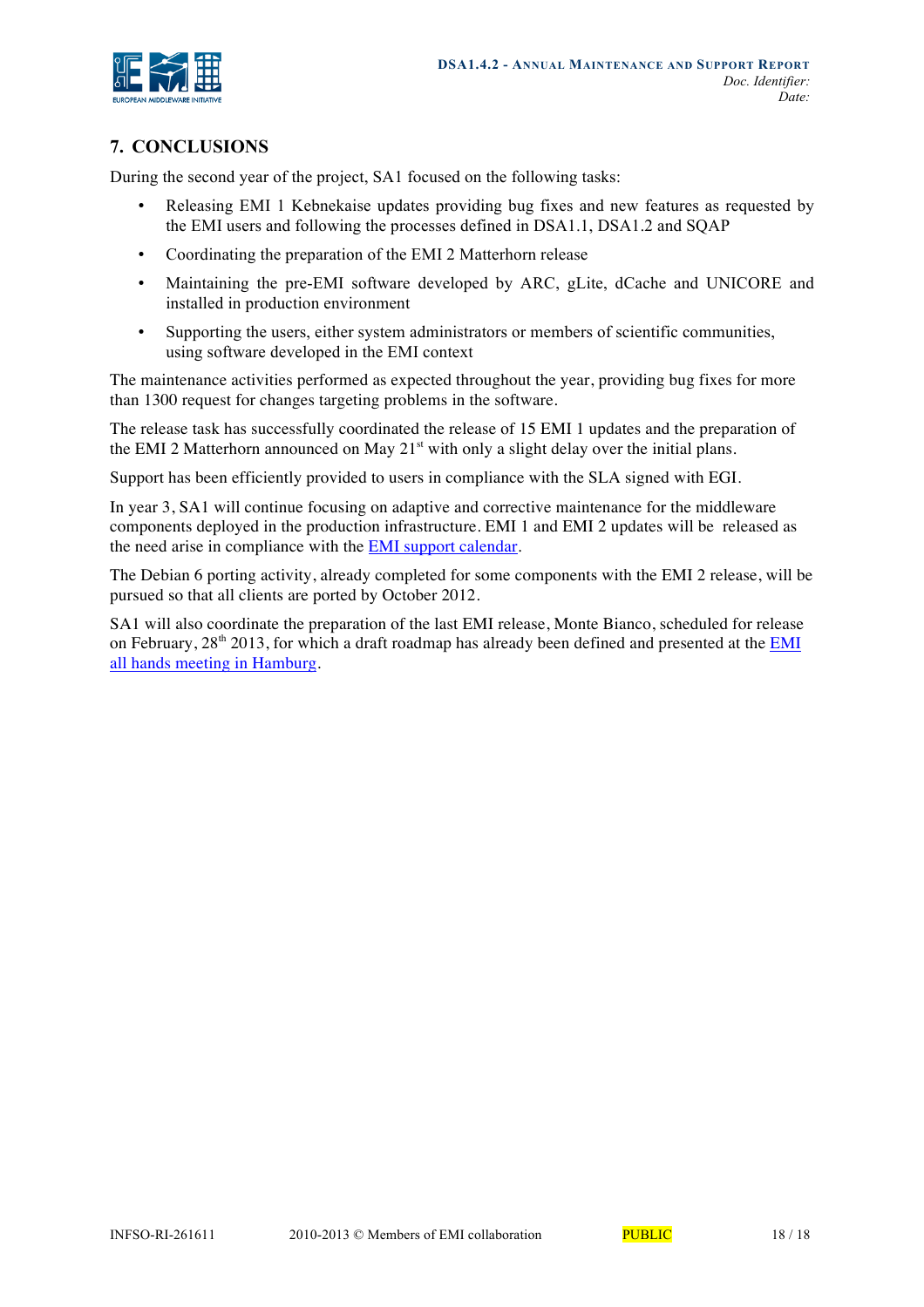# 7. CONCLUSIONS

During the second year of the project, SA1 focused on the following tasks:

- Releasing EMI 1 Kebnekaise updates providing bug fixes and new features as requested by the EMI users and following the processes defined in DSA1.1, DSA1.2 and SQAP
- Coordinating the preparation of the EMI 2 Matterhorn release
- Maintaining the pre-EMI software developed by ARC, gLite, dCache and UNICORE and installed in production environment
- Supporting the users, either system administrators or members of scientific communities, using software developed in the EMI context

The maintenance activities performed as expected throughout the year, providing bug fixes for more than 1300 request for changes targeting problems in the software.

The release task has successfully coordinated the release of 15 EMI 1 updates and the preparation of the EMI 2 Matterhorn announced on May 21st with only a slight delay over the initial plans.

Support has been efficiently provided to users in compliance with the SLA signed with EGI.

In year 3, SA1 will continue focusing on adaptive and corrective maintenance for the middleware components deployed in the production infrastructure. EMI 1 and EMI 2 updates will be released as the need arise in compliance with the EMI support calendar.

The Debian 6 porting activity, already completed for some components with the EMI 2 release, will be pursued so that all clients are ported by October 2012.

SA1 will also coordinate the preparation of the last EMI release, Monte Bianco, scheduled for release on February, 28th 2013, for which a draft roadmap has already been defined and presented at the EMI all hands meeting in Hamburg.